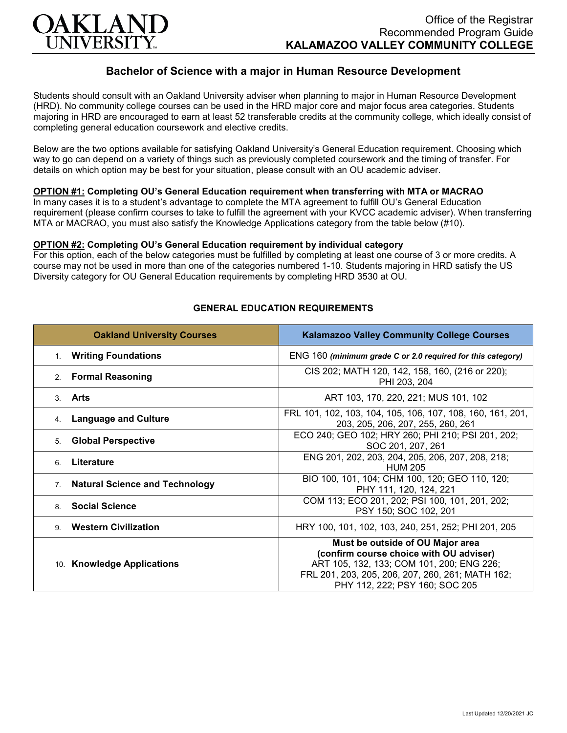# OAKLAND UNIVERSITY

Office of the Registrar
Recommended Program Guide
**KALAMAZOO VALLEY COMMUNITY COLLEGE**

## Bachelor of Science with a major in Human Resource Development

Students should consult with an Oakland University adviser when planning to major in Human Resource Development (HRD). No community college courses can be used in the HRD major core and major focus area categories. Students majoring in HRD are encouraged to earn at least 52 transferable credits at the community college, which ideally consist of completing general education coursework and elective credits.

Below are the two options available for satisfying Oakland University's General Education requirement. Choosing which way to go can depend on a variety of things such as previously completed coursework and the timing of transfer. For details on which option may be best for your situation, please consult with an OU academic adviser.

**OPTION #1: Completing OU's General Education requirement when transferring with MTA or MACRAO**
In many cases it is to a student's advantage to complete the MTA agreement to fulfill OU's General Education requirement (please confirm courses to take to fulfill the agreement with your KVCC academic adviser). When transferring MTA or MACRAO, you must also satisfy the Knowledge Applications category from the table below (#10).

**OPTION #2: Completing OU's General Education requirement by individual category**
For this option, each of the below categories must be fulfilled by completing at least one course of 3 or more credits. A course may not be used in more than one of the categories numbered 1-10. Students majoring in HRD satisfy the US Diversity category for OU General Education requirements by completing HRD 3530 at OU.

### GENERAL EDUCATION REQUIREMENTS

| Oakland University Courses | Kalamazoo Valley Community College Courses |
|---|---|
| 1. **Writing Foundations** | ENG 160 ***(minimum grade C or 2.0 required for this category)*** |
| 2. **Formal Reasoning** | CIS 202; MATH 120, 142, 158, 160, (216 or 220); PHI 203, 204 |
| 3. **Arts** | ART 103, 170, 220, 221; MUS 101, 102 |
| 4. **Language and Culture** | FRL 101, 102, 103, 104, 105, 106, 107, 108, 160, 161, 201, 203, 205, 206, 207, 255, 260, 261 |
| 5. **Global Perspective** | ECO 240; GEO 102; HRY 260; PHI 210; PSI 201, 202; SOC 201, 207, 261 |
| 6. **Literature** | ENG 201, 202, 203, 204, 205, 206, 207, 208, 218; HUM 205 |
| 7. **Natural Science and Technology** | BIO 100, 101, 104; CHM 100, 120; GEO 110, 120; PHY 111, 120, 124, 221 |
| 8. **Social Science** | COM 113; ECO 201, 202; PSI 100, 101, 201, 202; PSY 150; SOC 102, 201 |
| 9. **Western Civilization** | HRY 100, 101, 102, 103, 240, 251, 252; PHI 201, 205 |
| 10. **Knowledge Applications** | **Must be outside of OU Major area (confirm course choice with OU adviser)** ART 105, 132, 133; COM 101, 200; ENG 226; FRL 201, 203, 205, 206, 207, 260, 261; MATH 162; PHY 112, 222; PSY 160; SOC 205 |

Last Updated 12/20/2021 JC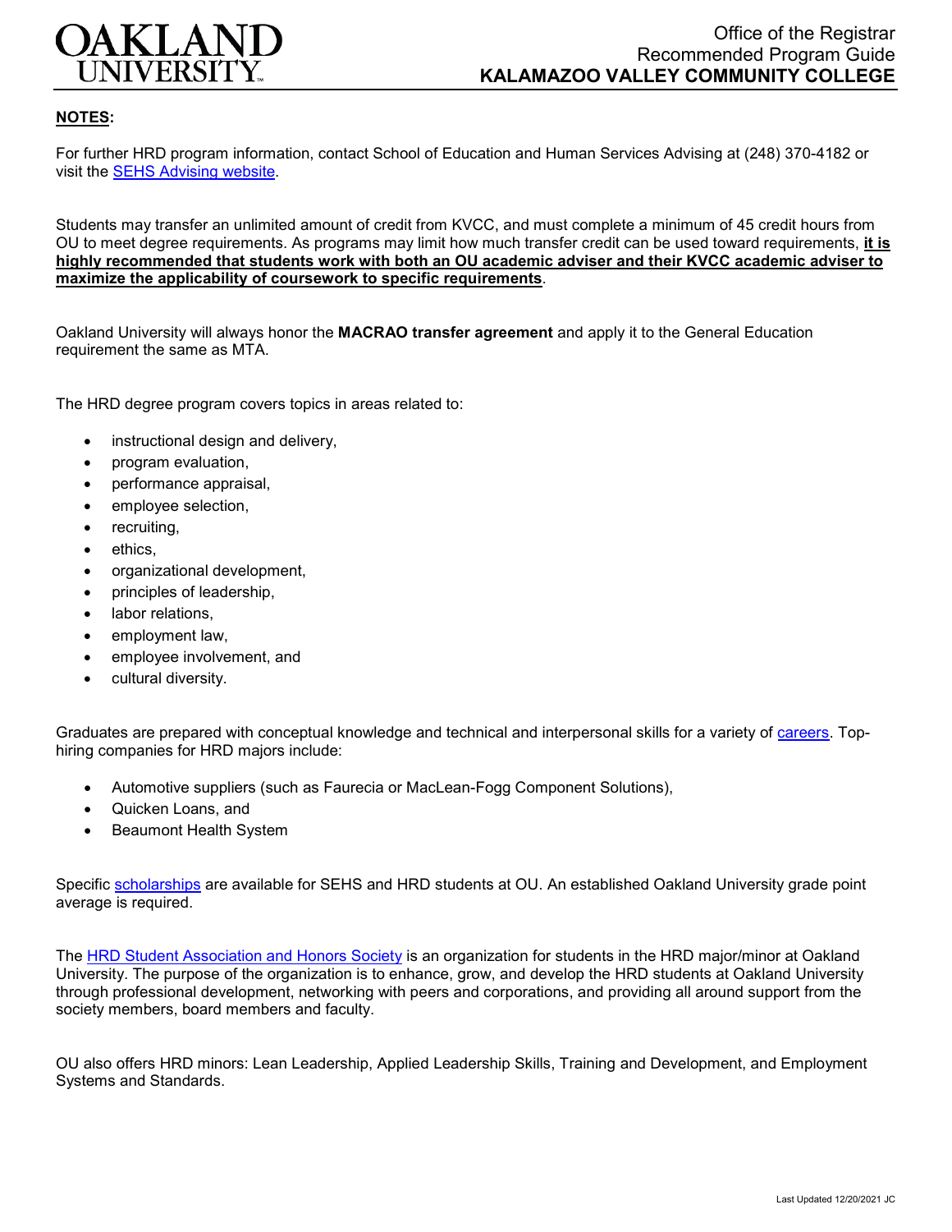**NOTES:**

For further HRD program information, contact School of Education and Human Services Advising at (248) 370-4182 or visit the SEHS Advising website.

Students may transfer an unlimited amount of credit from KVCC, and must complete a minimum of 45 credit hours from OU to meet degree requirements. As programs may limit how much transfer credit can be used toward requirements, **it is highly recommended that students work with both an OU academic adviser and their KVCC academic adviser to maximize the applicability of coursework to specific requirements**.

Oakland University will always honor the **MACRAO transfer agreement** and apply it to the General Education requirement the same as MTA.

The HRD degree program covers topics in areas related to:

- instructional design and delivery,
- program evaluation,
- performance appraisal,
- employee selection,
- recruiting,
- ethics,
- organizational development,
- principles of leadership,
- labor relations,
- employment law,
- employee involvement, and
- cultural diversity.

Graduates are prepared with conceptual knowledge and technical and interpersonal skills for a variety of careers. Top-hiring companies for HRD majors include:

- Automotive suppliers (such as Faurecia or MacLean-Fogg Component Solutions),
- Quicken Loans, and
- Beaumont Health System

Specific scholarships are available for SEHS and HRD students at OU. An established Oakland University grade point average is required.

The HRD Student Association and Honors Society is an organization for students in the HRD major/minor at Oakland University. The purpose of the organization is to enhance, grow, and develop the HRD students at Oakland University through professional development, networking with peers and corporations, and providing all around support from the society members, board members and faculty.

OU also offers HRD minors: Lean Leadership, Applied Leadership Skills, Training and Development, and Employment Systems and Standards.

Last Updated 12/20/2021 JC